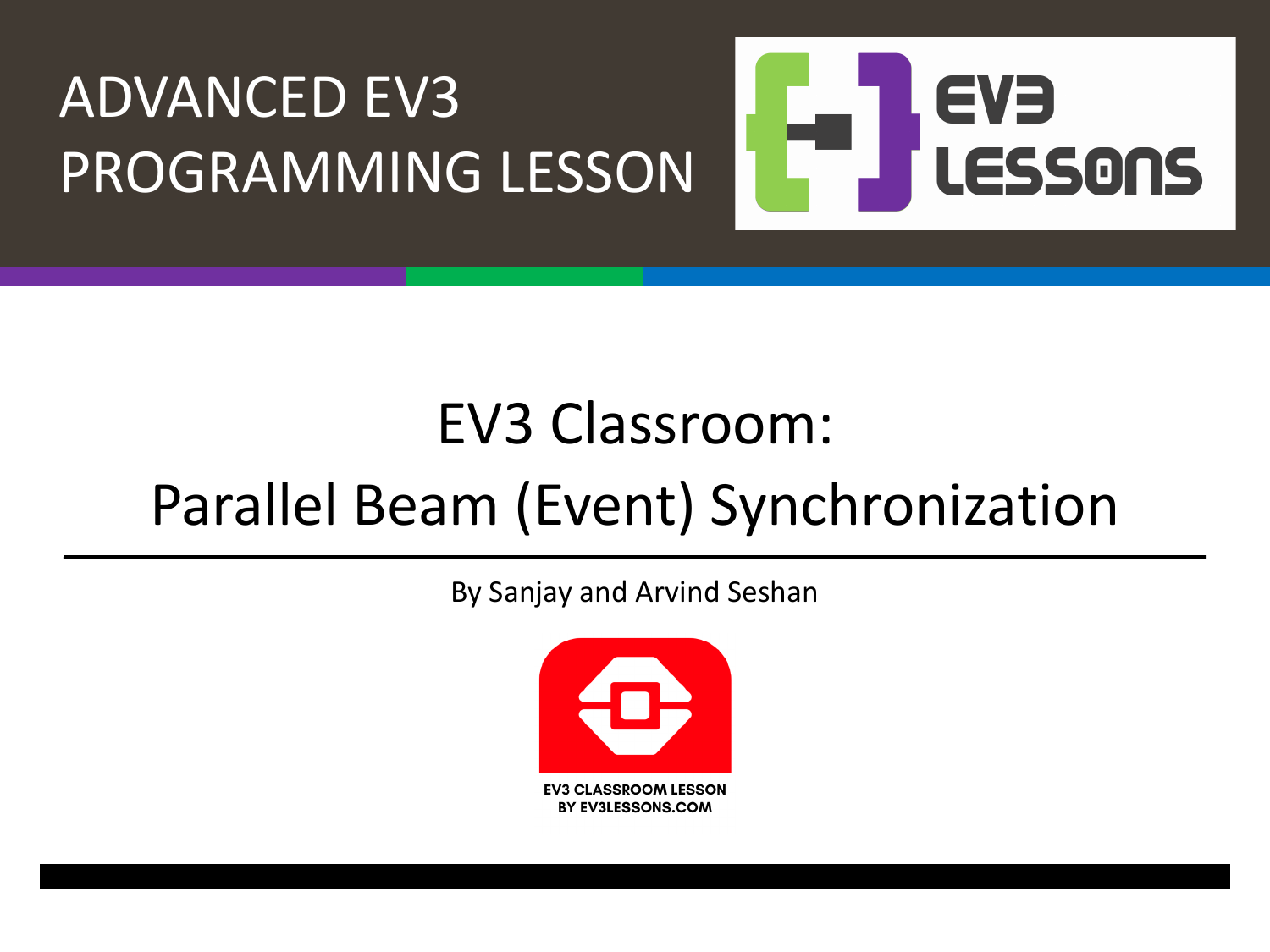ADVANCED EV3 PROGRAMMING LESSON

EV3 LESSONS

# EV3 Classroom: Parallel Beam (Event) Synchronization

By Sanjay and Arvind Seshan

EV3 CLASSROOM LESSON
BY EV3LESSONS.COM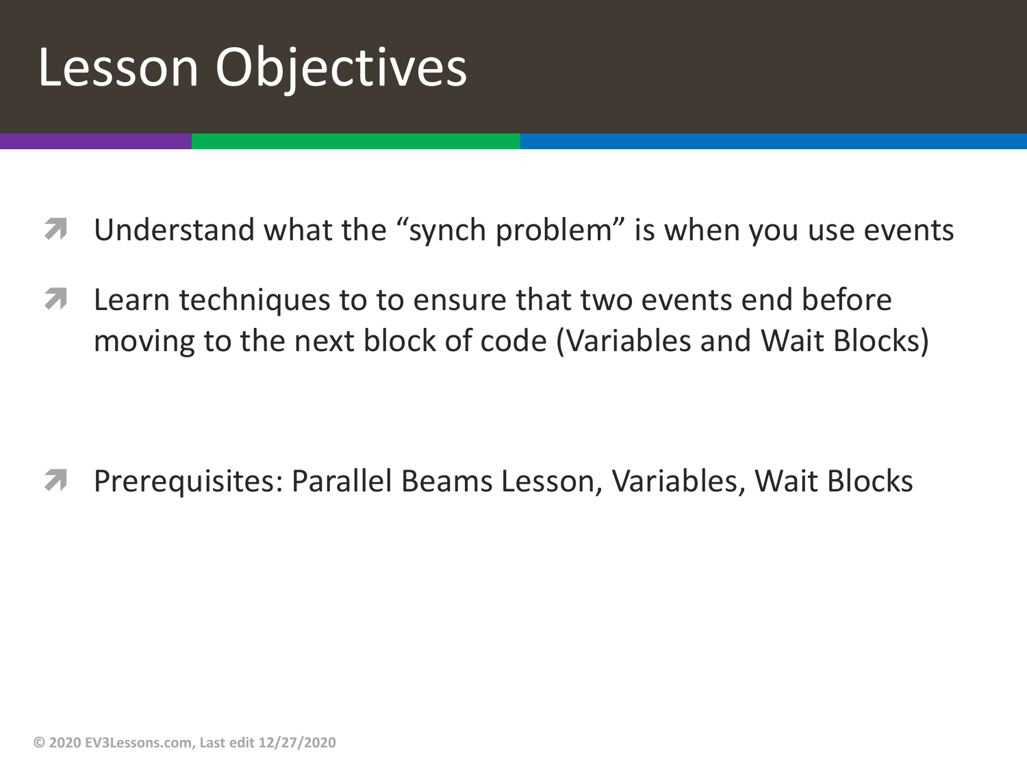# Lesson Objectives

- Understand what the "synch problem" is when you use events
- Learn techniques to to ensure that two events end before moving to the next block of code (Variables and Wait Blocks)

- Prerequisites: Parallel Beams Lesson, Variables, Wait Blocks

© 2020 EV3Lessons.com, Last edit 12/27/2020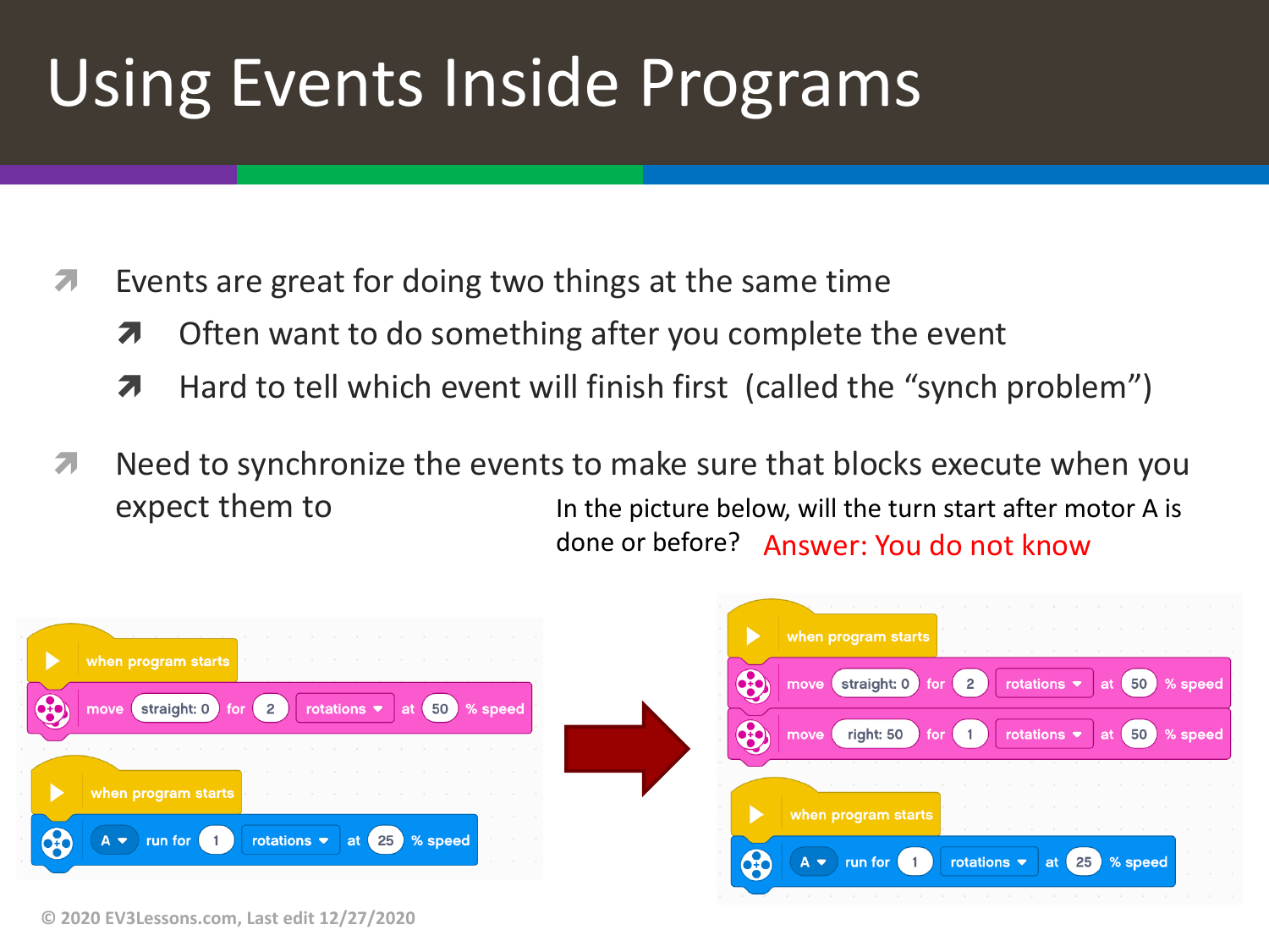# Using Events Inside Programs

- Events are great for doing two things at the same time
  - Often want to do something after you complete the event
  - Hard to tell which event will finish first (called the "synch problem")
- Need to synchronize the events to make sure that blocks execute when you expect them to

In the picture below, will the turn start after motor A is done or before? Answer: You do not know

```
when program starts
move straight: 0 for 2 rotations at 50 % speed

when program starts
A run for 1 rotations at 25 % speed
```

```
when program starts
move straight: 0 for 2 rotations at 50 % speed
move right: 50 for 1 rotations at 50 % speed

when program starts
A run for 1 rotations at 25 % speed
```

© 2020 EV3Lessons.com, Last edit 12/27/2020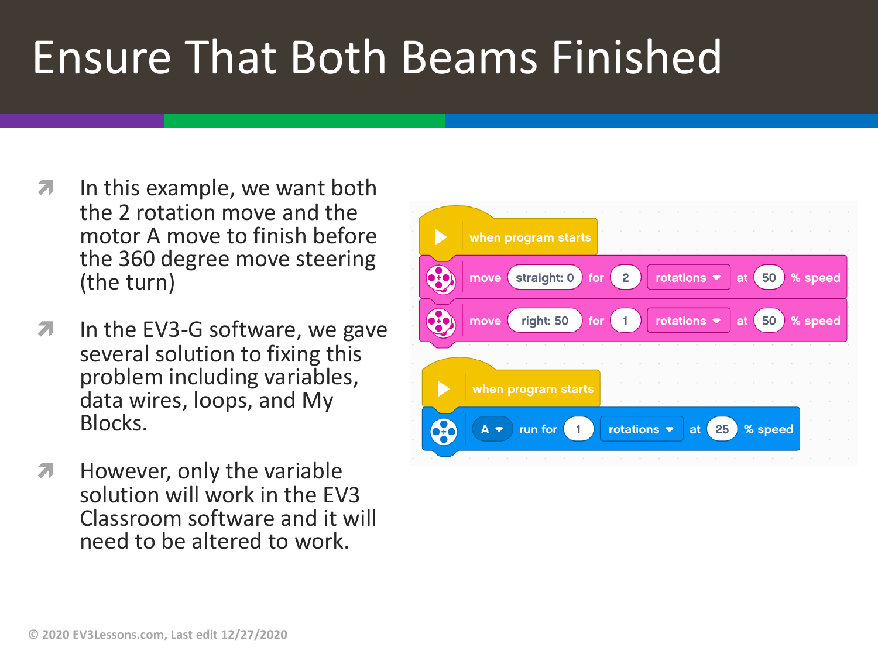# Ensure That Both Beams Finished

- In this example, we want both the 2 rotation move and the motor A move to finish before the 360 degree move steering (the turn)
- In the EV3-G software, we gave several solution to fixing this problem including variables, data wires, loops, and My Blocks.
- However, only the variable solution will work in the EV3 Classroom software and it will need to be altered to work.

```
when program starts
move straight: 0 for 2 rotations at 50 % speed
move right: 50 for 1 rotations at 50 % speed

when program starts
A run for 1 rotations at 25 % speed
```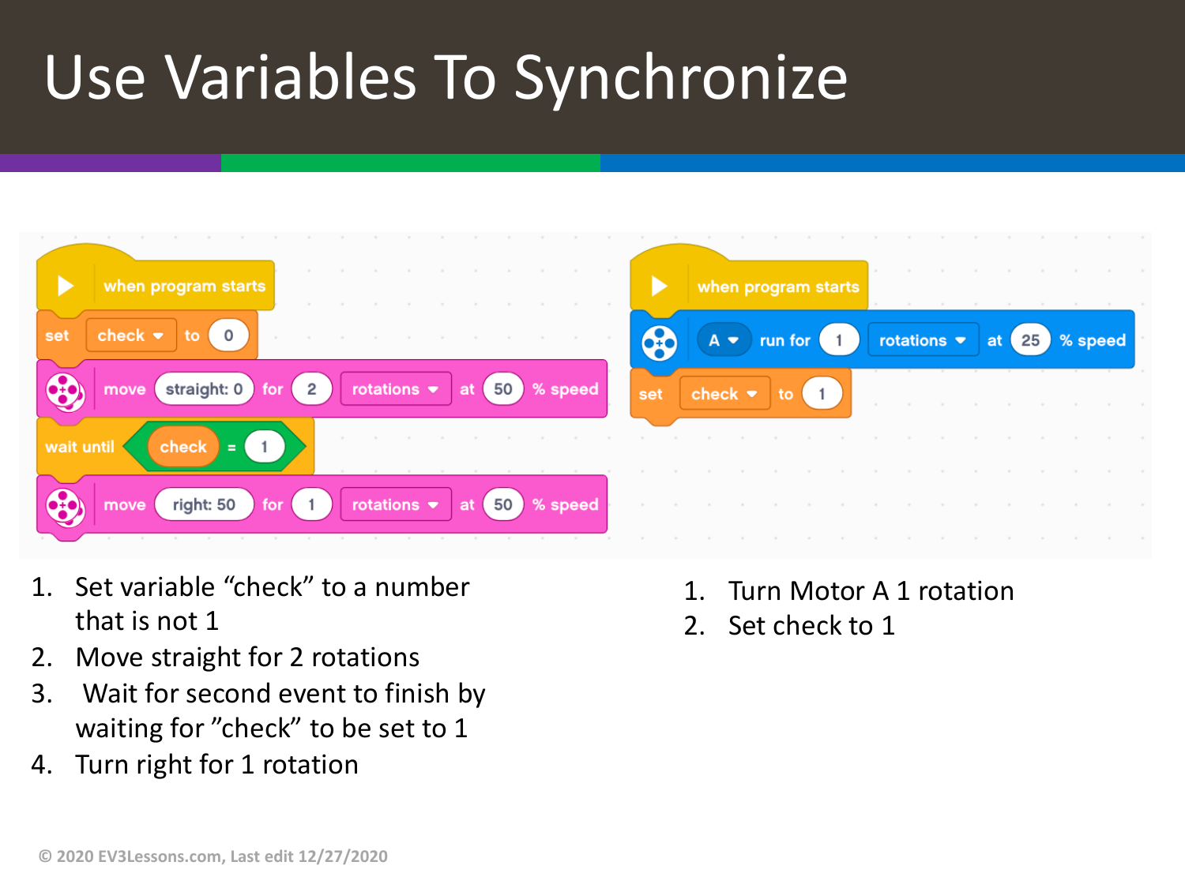# Use Variables To Synchronize

```
when program starts
set check to 0
move straight: 0 for 2 rotations at 50 % speed
wait until check = 1
move right: 50 for 1 rotations at 50 % speed
```

```
when program starts
A run for 1 rotations at 25 % speed
set check to 1
```

1. Set variable "check" to a number that is not 1
2. Move straight for 2 rotations
3. Wait for second event to finish by waiting for "check" to be set to 1
4. Turn right for 1 rotation

1. Turn Motor A 1 rotation
2. Set check to 1

© 2020 EV3Lessons.com, Last edit 12/27/2020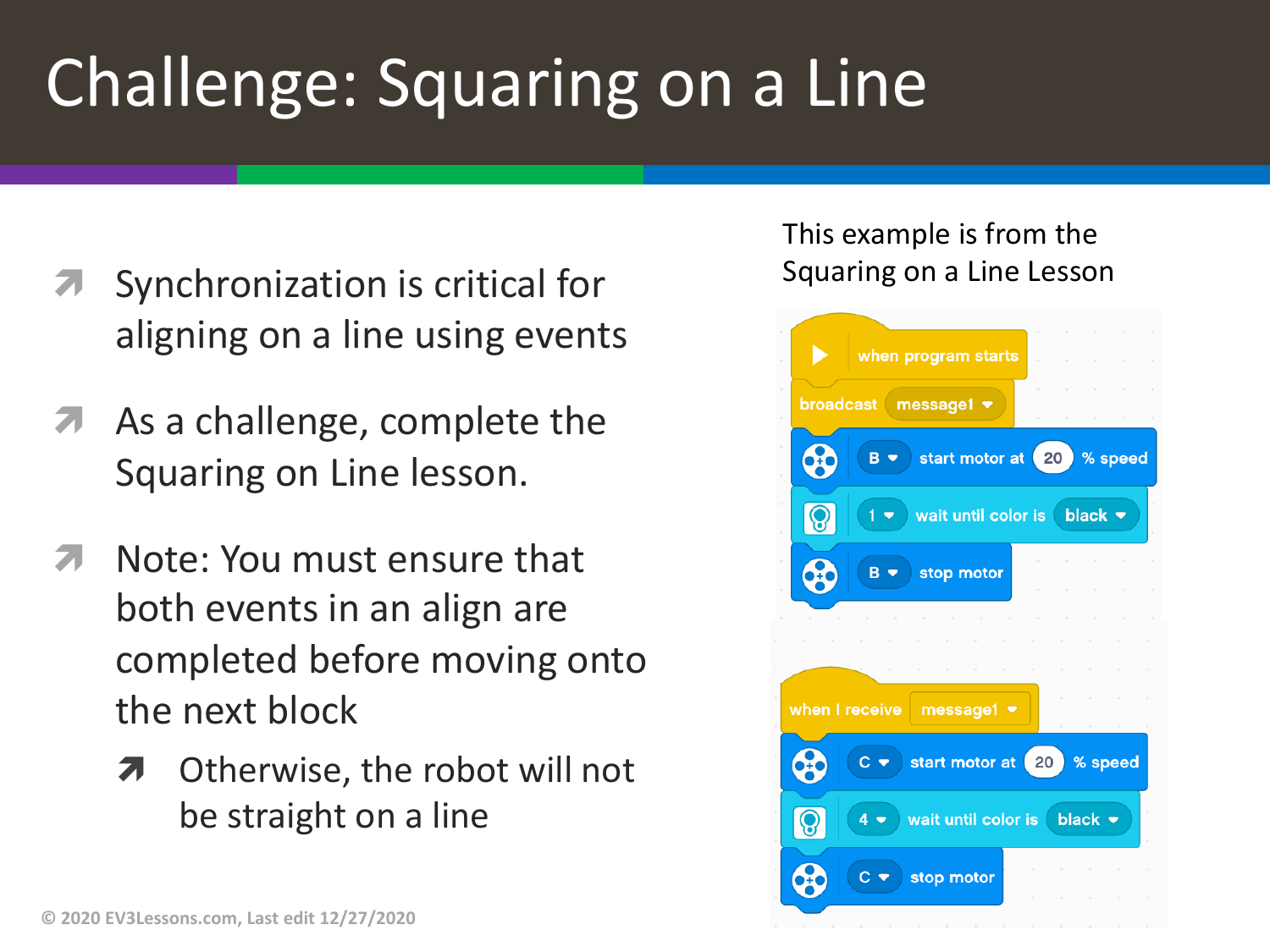# Challenge: Squaring on a Line

- Synchronization is critical for aligning on a line using events
- As a challenge, complete the Squaring on Line lesson.
- Note: You must ensure that both events in an align are completed before moving onto the next block
  - Otherwise, the robot will not be straight on a line

This example is from the Squaring on a Line Lesson

```
when program starts
broadcast message1
B start motor at 20 % speed
1 wait until color is black
B stop motor

when I receive message1
C start motor at 20 % speed
4 wait until color is black
C stop motor
```

© 2020 EV3Lessons.com, Last edit 12/27/2020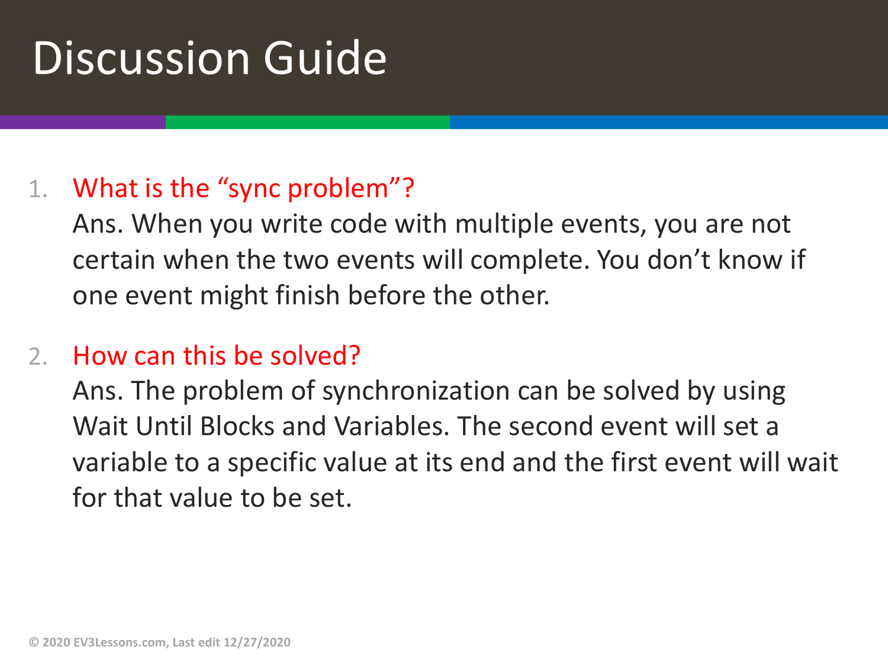# Discussion Guide

1. What is the “sync problem”?

   Ans. When you write code with multiple events, you are not certain when the two events will complete. You don’t know if one event might finish before the other.

2. How can this be solved?

   Ans. The problem of synchronization can be solved by using Wait Until Blocks and Variables. The second event will set a variable to a specific value at its end and the first event will wait for that value to be set.

© 2020 EV3Lessons.com, Last edit 12/27/2020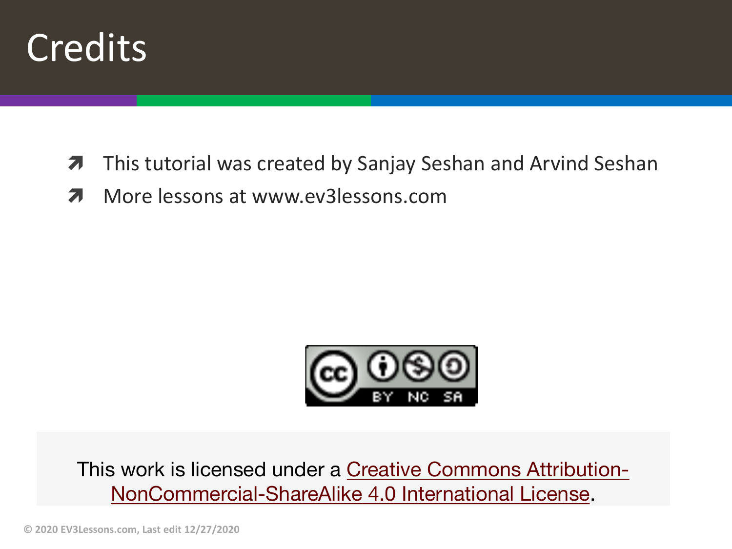# Credits

- This tutorial was created by Sanjay Seshan and Arvind Seshan
- More lessons at www.ev3lessons.com

This work is licensed under a Creative Commons Attribution-NonCommercial-ShareAlike 4.0 International License.

© 2020 EV3Lessons.com, Last edit 12/27/2020